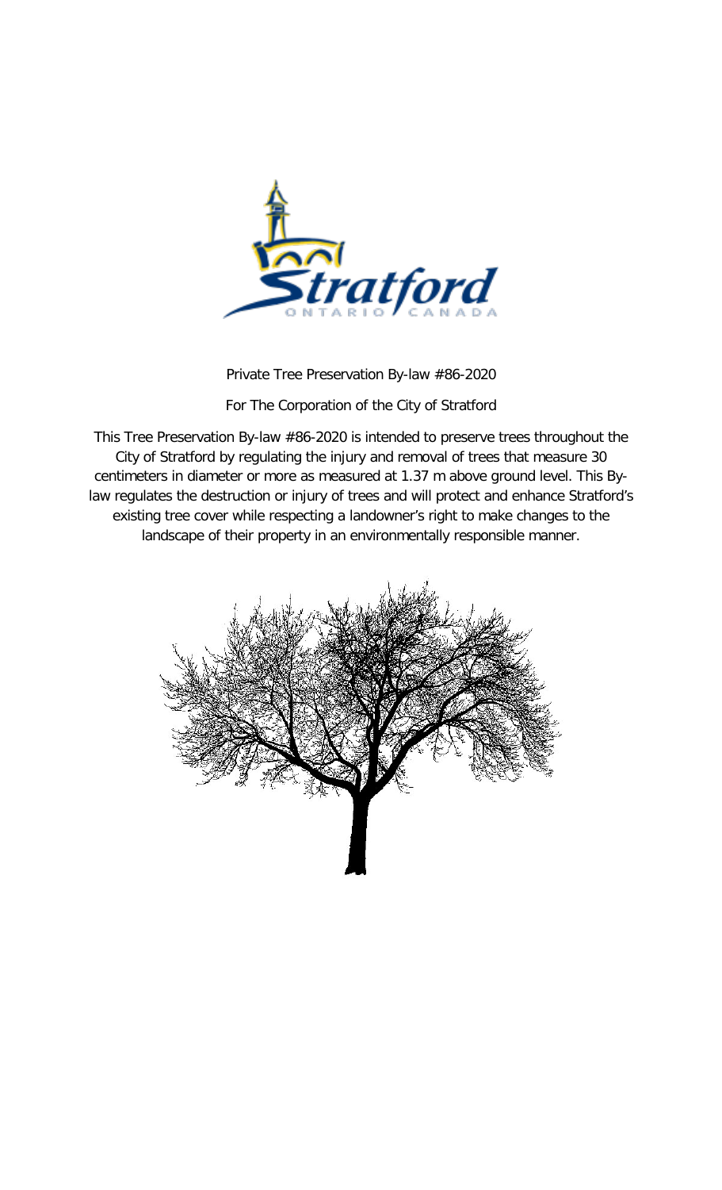Private Tree Preservation By-law #86-2020

For The Corporation of the City of Stratford

This Tree Preservation By-law #86-2020 is intended to preserve trees throughout the City of Stratford by regulating the injury and removal of trees that measure 30 centimeters in diameter or more as measured at 1.37 m above ground level. This By-law regulates the destruction or injury of trees and will protect and enhance Stratford's existing tree cover while respecting a landowner's right to make changes to the landscape of their property in an environmentally responsible manner.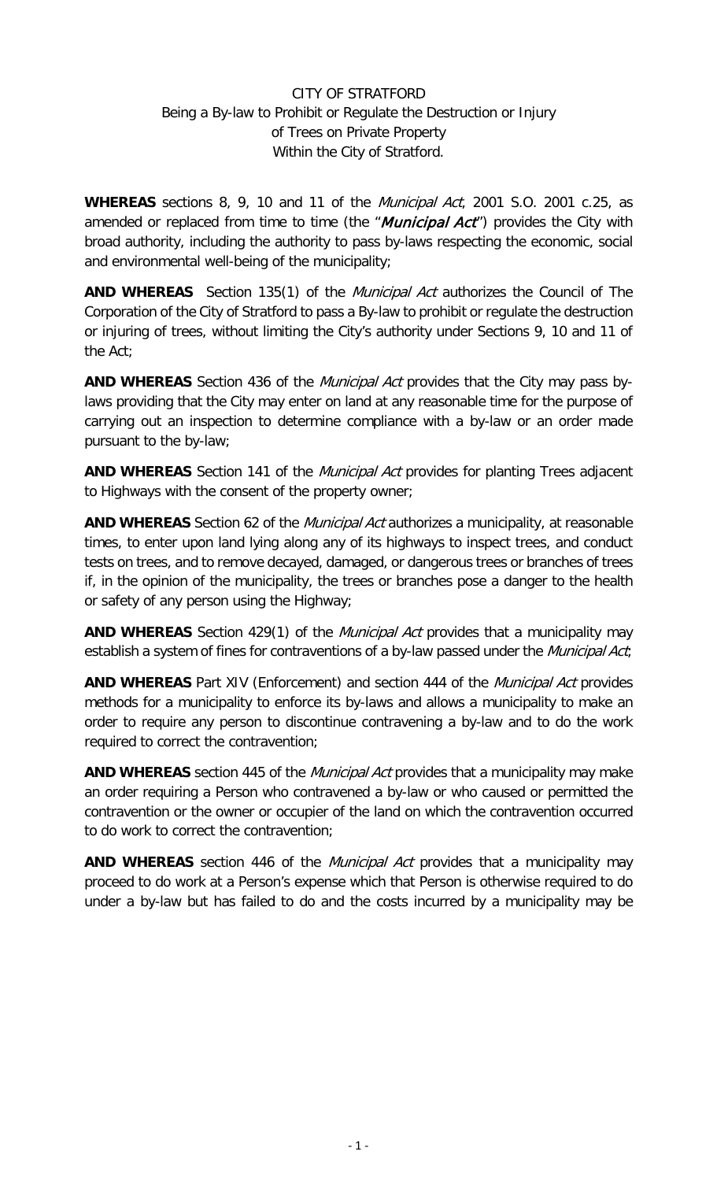CITY OF STRATFORD
Being a By-law to Prohibit or Regulate the Destruction or Injury of Trees on Private Property Within the City of Stratford.

**WHEREAS** sections 8, 9, 10 and 11 of the *Municipal Act*, 2001 S.O. 2001 c.25, as amended or replaced from time to time (the "***Municipal Act***") provides the City with broad authority, including the authority to pass by-laws respecting the economic, social and environmental well-being of the municipality;

**AND WHEREAS** Section 135(1) of the *Municipal Act* authorizes the Council of The Corporation of the City of Stratford to pass a By-law to prohibit or regulate the destruction or injuring of trees, without limiting the City's authority under Sections 9, 10 and 11 of the Act;

**AND WHEREAS** Section 436 of the *Municipal Act* provides that the City may pass by-laws providing that the City may enter on land at any reasonable time for the purpose of carrying out an inspection to determine compliance with a by-law or an order made pursuant to the by-law;

**AND WHEREAS** Section 141 of the *Municipal Act* provides for planting Trees adjacent to Highways with the consent of the property owner;

**AND WHEREAS** Section 62 of the *Municipal Act* authorizes a municipality, at reasonable times, to enter upon land lying along any of its highways to inspect trees, and conduct tests on trees, and to remove decayed, damaged, or dangerous trees or branches of trees if, in the opinion of the municipality, the trees or branches pose a danger to the health or safety of any person using the Highway;

**AND WHEREAS** Section 429(1) of the *Municipal Act* provides that a municipality may establish a system of fines for contraventions of a by-law passed under the *Municipal Act*;

**AND WHEREAS** Part XIV (Enforcement) and section 444 of the *Municipal Act* provides methods for a municipality to enforce its by-laws and allows a municipality to make an order to require any person to discontinue contravening a by-law and to do the work required to correct the contravention;

**AND WHEREAS** section 445 of the *Municipal Act* provides that a municipality may make an order requiring a Person who contravened a by-law or who caused or permitted the contravention or the owner or occupier of the land on which the contravention occurred to do work to correct the contravention;

**AND WHEREAS** section 446 of the *Municipal Act* provides that a municipality may proceed to do work at a Person's expense which that Person is otherwise required to do under a by-law but has failed to do and the costs incurred by a municipality may be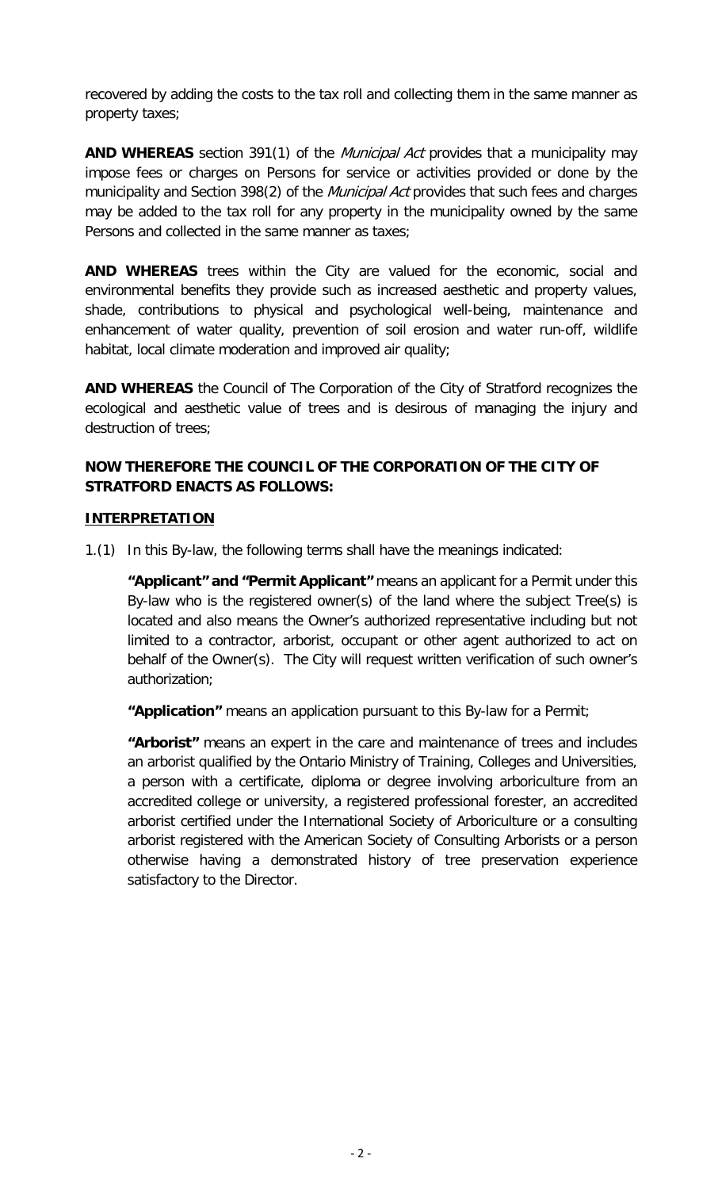recovered by adding the costs to the tax roll and collecting them in the same manner as property taxes;

**AND WHEREAS** section 391(1) of the *Municipal Act* provides that a municipality may impose fees or charges on Persons for service or activities provided or done by the municipality and Section 398(2) of the *Municipal Act* provides that such fees and charges may be added to the tax roll for any property in the municipality owned by the same Persons and collected in the same manner as taxes;

**AND WHEREAS** trees within the City are valued for the economic, social and environmental benefits they provide such as increased aesthetic and property values, shade, contributions to physical and psychological well-being, maintenance and enhancement of water quality, prevention of soil erosion and water run-off, wildlife habitat, local climate moderation and improved air quality;

**AND WHEREAS** the Council of The Corporation of the City of Stratford recognizes the ecological and aesthetic value of trees and is desirous of managing the injury and destruction of trees;

**NOW THEREFORE THE COUNCIL OF THE CORPORATION OF THE CITY OF STRATFORD ENACTS AS FOLLOWS:**

## INTERPRETATION

1.(1) In this By-law, the following terms shall have the meanings indicated:

**"Applicant" and "Permit Applicant"** means an applicant for a Permit under this By-law who is the registered owner(s) of the land where the subject Tree(s) is located and also means the Owner's authorized representative including but not limited to a contractor, arborist, occupant or other agent authorized to act on behalf of the Owner(s). The City will request written verification of such owner's authorization;

**"Application"** means an application pursuant to this By-law for a Permit;

**"Arborist"** means an expert in the care and maintenance of trees and includes an arborist qualified by the Ontario Ministry of Training, Colleges and Universities, a person with a certificate, diploma or degree involving arboriculture from an accredited college or university, a registered professional forester, an accredited arborist certified under the International Society of Arboriculture or a consulting arborist registered with the American Society of Consulting Arborists or a person otherwise having a demonstrated history of tree preservation experience satisfactory to the Director.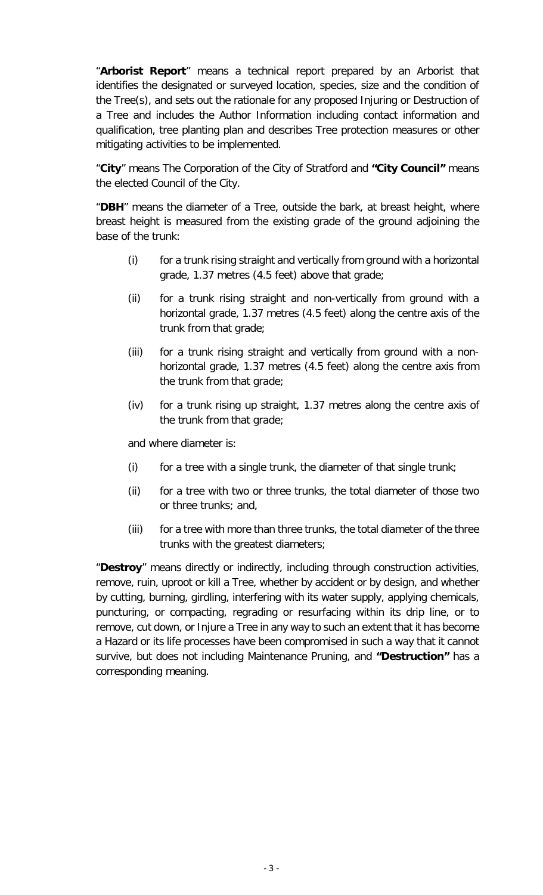"**Arborist Report**" means a technical report prepared by an Arborist that identifies the designated or surveyed location, species, size and the condition of the Tree(s), and sets out the rationale for any proposed Injuring or Destruction of a Tree and includes the Author Information including contact information and qualification, tree planting plan and describes Tree protection measures or other mitigating activities to be implemented.

"**City**" means The Corporation of the City of Stratford and **"City Council"** means the elected Council of the City.

"**DBH**" means the diameter of a Tree, outside the bark, at breast height, where breast height is measured from the existing grade of the ground adjoining the base of the trunk:

(i) for a trunk rising straight and vertically from ground with a horizontal grade, 1.37 metres (4.5 feet) above that grade;

(ii) for a trunk rising straight and non-vertically from ground with a horizontal grade, 1.37 metres (4.5 feet) along the centre axis of the trunk from that grade;

(iii) for a trunk rising straight and vertically from ground with a non-horizontal grade, 1.37 metres (4.5 feet) along the centre axis from the trunk from that grade;

(iv) for a trunk rising up straight, 1.37 metres along the centre axis of the trunk from that grade;

and where diameter is:

(i) for a tree with a single trunk, the diameter of that single trunk;

(ii) for a tree with two or three trunks, the total diameter of those two or three trunks; and,

(iii) for a tree with more than three trunks, the total diameter of the three trunks with the greatest diameters;

"**Destroy**" means directly or indirectly, including through construction activities, remove, ruin, uproot or kill a Tree, whether by accident or by design, and whether by cutting, burning, girdling, interfering with its water supply, applying chemicals, puncturing, or compacting, regrading or resurfacing within its drip line, or to remove, cut down, or Injure a Tree in any way to such an extent that it has become a Hazard or its life processes have been compromised in such a way that it cannot survive, but does not including Maintenance Pruning, and **"Destruction"** has a corresponding meaning.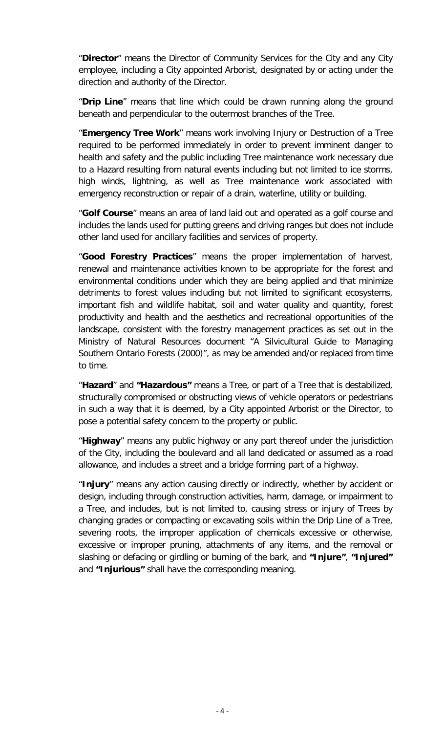"**Director**" means the Director of Community Services for the City and any City employee, including a City appointed Arborist, designated by or acting under the direction and authority of the Director.

"**Drip Line**" means that line which could be drawn running along the ground beneath and perpendicular to the outermost branches of the Tree.

"**Emergency Tree Work**" means work involving Injury or Destruction of a Tree required to be performed immediately in order to prevent imminent danger to health and safety and the public including Tree maintenance work necessary due to a Hazard resulting from natural events including but not limited to ice storms, high winds, lightning, as well as Tree maintenance work associated with emergency reconstruction or repair of a drain, waterline, utility or building.

"**Golf Course**" means an area of land laid out and operated as a golf course and includes the lands used for putting greens and driving ranges but does not include other land used for ancillary facilities and services of property.

"**Good Forestry Practices**" means the proper implementation of harvest, renewal and maintenance activities known to be appropriate for the forest and environmental conditions under which they are being applied and that minimize detriments to forest values including but not limited to significant ecosystems, important fish and wildlife habitat, soil and water quality and quantity, forest productivity and health and the aesthetics and recreational opportunities of the landscape, consistent with the forestry management practices as set out in the Ministry of Natural Resources document "A Silvicultural Guide to Managing Southern Ontario Forests (2000)", as may be amended and/or replaced from time to time.

"**Hazard**" and **"Hazardous"** means a Tree, or part of a Tree that is destabilized, structurally compromised or obstructing views of vehicle operators or pedestrians in such a way that it is deemed, by a City appointed Arborist or the Director, to pose a potential safety concern to the property or public.

"**Highway**" means any public highway or any part thereof under the jurisdiction of the City, including the boulevard and all land dedicated or assumed as a road allowance, and includes a street and a bridge forming part of a highway.

"**Injury**" means any action causing directly or indirectly, whether by accident or design, including through construction activities, harm, damage, or impairment to a Tree, and includes, but is not limited to, causing stress or injury of Trees by changing grades or compacting or excavating soils within the Drip Line of a Tree, severing roots, the improper application of chemicals excessive or otherwise, excessive or improper pruning, attachments of any items, and the removal or slashing or defacing or girdling or burning of the bark, and **"Injure"**, **"Injured"** and **"Injurious"** shall have the corresponding meaning.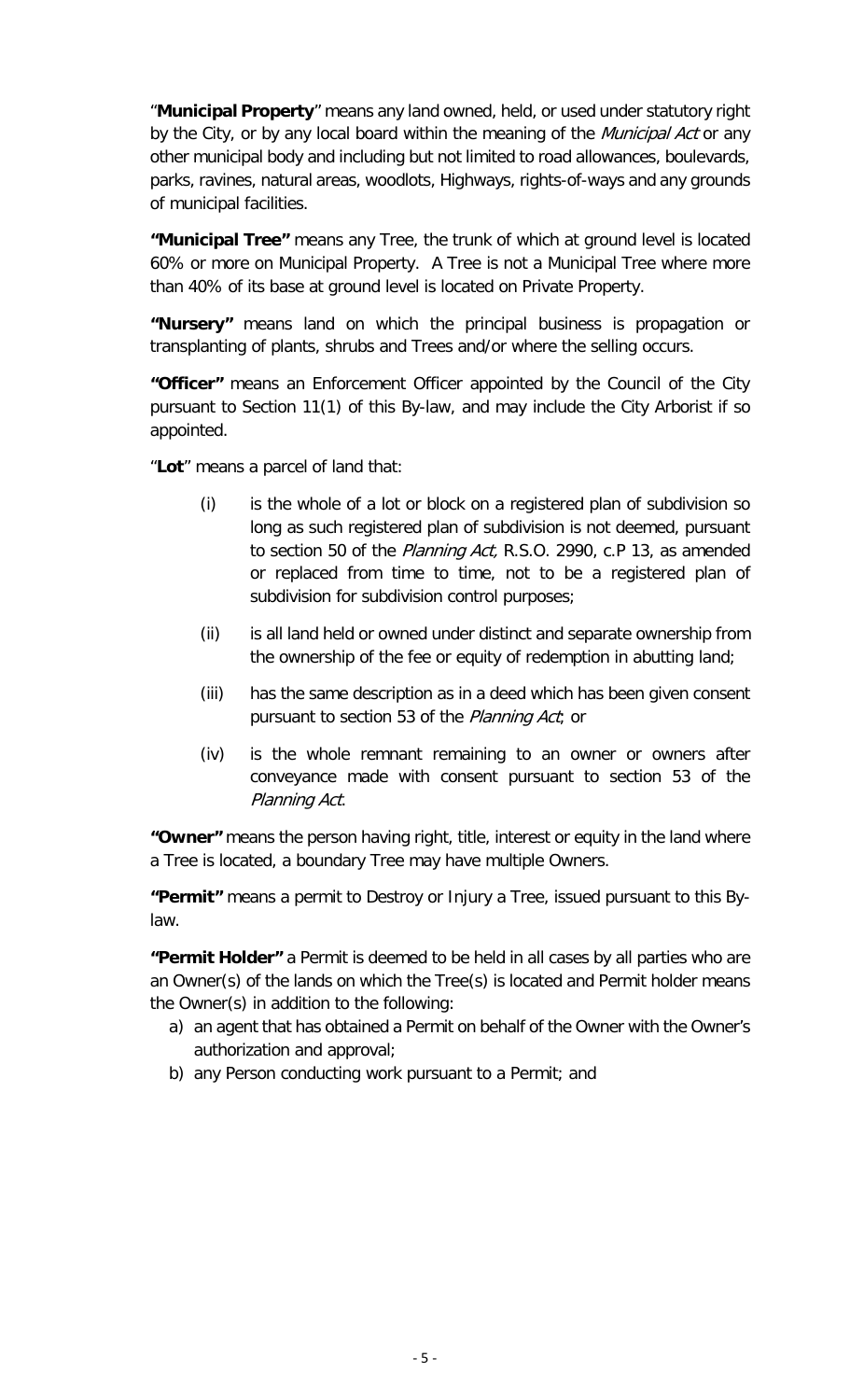"**Municipal Property**" means any land owned, held, or used under statutory right by the City, or by any local board within the meaning of the *Municipal Act* or any other municipal body and including but not limited to road allowances, boulevards, parks, ravines, natural areas, woodlots, Highways, rights-of-ways and any grounds of municipal facilities.

**"Municipal Tree"** means any Tree, the trunk of which at ground level is located 60% or more on Municipal Property. A Tree is not a Municipal Tree where more than 40% of its base at ground level is located on Private Property.

**"Nursery"** means land on which the principal business is propagation or transplanting of plants, shrubs and Trees and/or where the selling occurs.

**"Officer"** means an Enforcement Officer appointed by the Council of the City pursuant to Section 11(1) of this By-law, and may include the City Arborist if so appointed.

"**Lot**" means a parcel of land that:

(i) is the whole of a lot or block on a registered plan of subdivision so long as such registered plan of subdivision is not deemed, pursuant to section 50 of the *Planning Act,* R.S.O. 2990, c.P 13, as amended or replaced from time to time, not to be a registered plan of subdivision for subdivision control purposes;

(ii) is all land held or owned under distinct and separate ownership from the ownership of the fee or equity of redemption in abutting land;

(iii) has the same description as in a deed which has been given consent pursuant to section 53 of the *Planning Act*; or

(iv) is the whole remnant remaining to an owner or owners after conveyance made with consent pursuant to section 53 of the *Planning Act*.

**"Owner"** means the person having right, title, interest or equity in the land where a Tree is located, a boundary Tree may have multiple Owners.

**"Permit"** means a permit to Destroy or Injury a Tree, issued pursuant to this By-law.

**"Permit Holder"** a Permit is deemed to be held in all cases by all parties who are an Owner(s) of the lands on which the Tree(s) is located and Permit holder means the Owner(s) in addition to the following:

a) an agent that has obtained a Permit on behalf of the Owner with the Owner's authorization and approval;
b) any Person conducting work pursuant to a Permit; and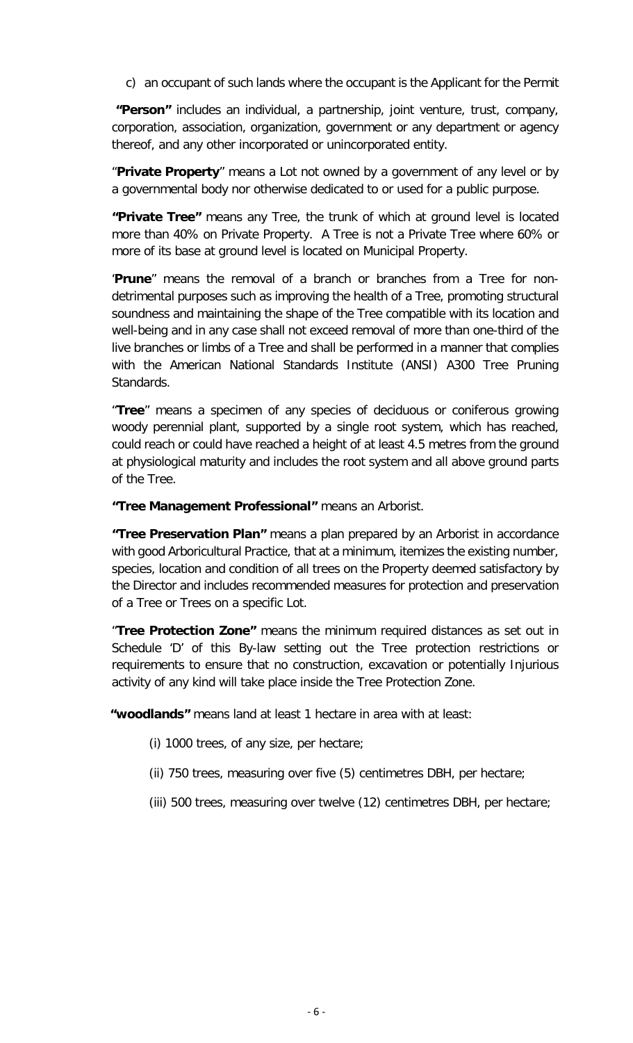c) an occupant of such lands where the occupant is the Applicant for the Permit

**"Person"** includes an individual, a partnership, joint venture, trust, company, corporation, association, organization, government or any department or agency thereof, and any other incorporated or unincorporated entity.

"**Private Property**" means a Lot not owned by a government of any level or by a governmental body nor otherwise dedicated to or used for a public purpose.

**"Private Tree"** means any Tree, the trunk of which at ground level is located more than 40% on Private Property. A Tree is not a Private Tree where 60% or more of its base at ground level is located on Municipal Property.

'**Prune**" means the removal of a branch or branches from a Tree for non-detrimental purposes such as improving the health of a Tree, promoting structural soundness and maintaining the shape of the Tree compatible with its location and well-being and in any case shall not exceed removal of more than one-third of the live branches or limbs of a Tree and shall be performed in a manner that complies with the American National Standards Institute (ANSI) A300 Tree Pruning Standards.

"**Tree**" means a specimen of any species of deciduous or coniferous growing woody perennial plant, supported by a single root system, which has reached, could reach or could have reached a height of at least 4.5 metres from the ground at physiological maturity and includes the root system and all above ground parts of the Tree.

**"Tree Management Professional"** means an Arborist.

**"Tree Preservation Plan"** means a plan prepared by an Arborist in accordance with good Arboricultural Practice, that at a minimum, itemizes the existing number, species, location and condition of all trees on the Property deemed satisfactory by the Director and includes recommended measures for protection and preservation of a Tree or Trees on a specific Lot.

"**Tree Protection Zone"** means the minimum required distances as set out in Schedule 'D' of this By-law setting out the Tree protection restrictions or requirements to ensure that no construction, excavation or potentially Injurious activity of any kind will take place inside the Tree Protection Zone.

**"woodlands"** means land at least 1 hectare in area with at least:

(i) 1000 trees, of any size, per hectare;

(ii) 750 trees, measuring over five (5) centimetres DBH, per hectare;

(iii) 500 trees, measuring over twelve (12) centimetres DBH, per hectare;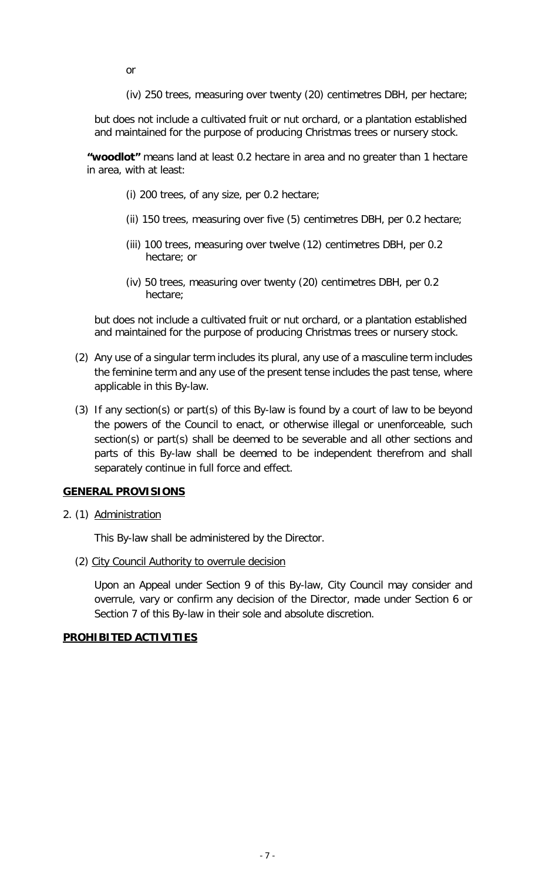or

(iv) 250 trees, measuring over twenty (20) centimetres DBH, per hectare;

but does not include a cultivated fruit or nut orchard, or a plantation established and maintained for the purpose of producing Christmas trees or nursery stock.

**"woodlot"** means land at least 0.2 hectare in area and no greater than 1 hectare in area, with at least:

(i) 200 trees, of any size, per 0.2 hectare;

(ii) 150 trees, measuring over five (5) centimetres DBH, per 0.2 hectare;

(iii) 100 trees, measuring over twelve (12) centimetres DBH, per 0.2 hectare; or

(iv) 50 trees, measuring over twenty (20) centimetres DBH, per 0.2 hectare;

but does not include a cultivated fruit or nut orchard, or a plantation established and maintained for the purpose of producing Christmas trees or nursery stock.

(2) Any use of a singular term includes its plural, any use of a masculine term includes the feminine term and any use of the present tense includes the past tense, where applicable in this By-law.

(3) If any section(s) or part(s) of this By-law is found by a court of law to be beyond the powers of the Council to enact, or otherwise illegal or unenforceable, such section(s) or part(s) shall be deemed to be severable and all other sections and parts of this By-law shall be deemed to be independent therefrom and shall separately continue in full force and effect.

**GENERAL PROVISIONS**

2. (1) Administration

This By-law shall be administered by the Director.

(2) City Council Authority to overrule decision

Upon an Appeal under Section 9 of this By-law, City Council may consider and overrule, vary or confirm any decision of the Director, made under Section 6 or Section 7 of this By-law in their sole and absolute discretion.

**PROHIBITED ACTIVITIES**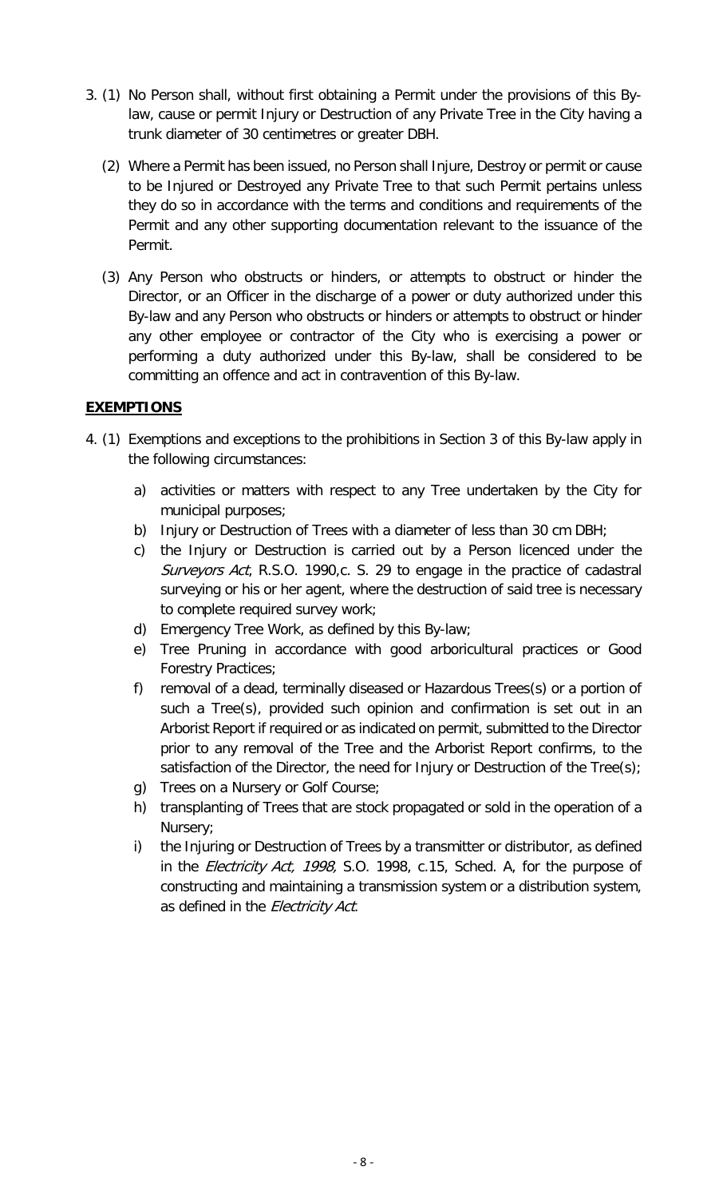3. (1) No Person shall, without first obtaining a Permit under the provisions of this By-law, cause or permit Injury or Destruction of any Private Tree in the City having a trunk diameter of 30 centimetres or greater DBH.

   (2) Where a Permit has been issued, no Person shall Injure, Destroy or permit or cause to be Injured or Destroyed any Private Tree to that such Permit pertains unless they do so in accordance with the terms and conditions and requirements of the Permit and any other supporting documentation relevant to the issuance of the Permit.

   (3) Any Person who obstructs or hinders, or attempts to obstruct or hinder the Director, or an Officer in the discharge of a power or duty authorized under this By-law and any Person who obstructs or hinders or attempts to obstruct or hinder any other employee or contractor of the City who is exercising a power or performing a duty authorized under this By-law, shall be considered to be committing an offence and act in contravention of this By-law.

**EXEMPTIONS**

4. (1) Exemptions and exceptions to the prohibitions in Section 3 of this By-law apply in the following circumstances:

   a) activities or matters with respect to any Tree undertaken by the City for municipal purposes;
   b) Injury or Destruction of Trees with a diameter of less than 30 cm DBH;
   c) the Injury or Destruction is carried out by a Person licenced under the *Surveyors Act*, R.S.O. 1990,c. S. 29 to engage in the practice of cadastral surveying or his or her agent, where the destruction of said tree is necessary to complete required survey work;
   d) Emergency Tree Work, as defined by this By-law;
   e) Tree Pruning in accordance with good arboricultural practices or Good Forestry Practices;
   f) removal of a dead, terminally diseased or Hazardous Trees(s) or a portion of such a Tree(s), provided such opinion and confirmation is set out in an Arborist Report if required or as indicated on permit, submitted to the Director prior to any removal of the Tree and the Arborist Report confirms, to the satisfaction of the Director, the need for Injury or Destruction of the Tree(s);
   g) Trees on a Nursery or Golf Course;
   h) transplanting of Trees that are stock propagated or sold in the operation of a Nursery;
   i) the Injuring or Destruction of Trees by a transmitter or distributor, as defined in the *Electricity Act, 1998*, S.O. 1998, c.15, Sched. A, for the purpose of constructing and maintaining a transmission system or a distribution system, as defined in the *Electricity Act*.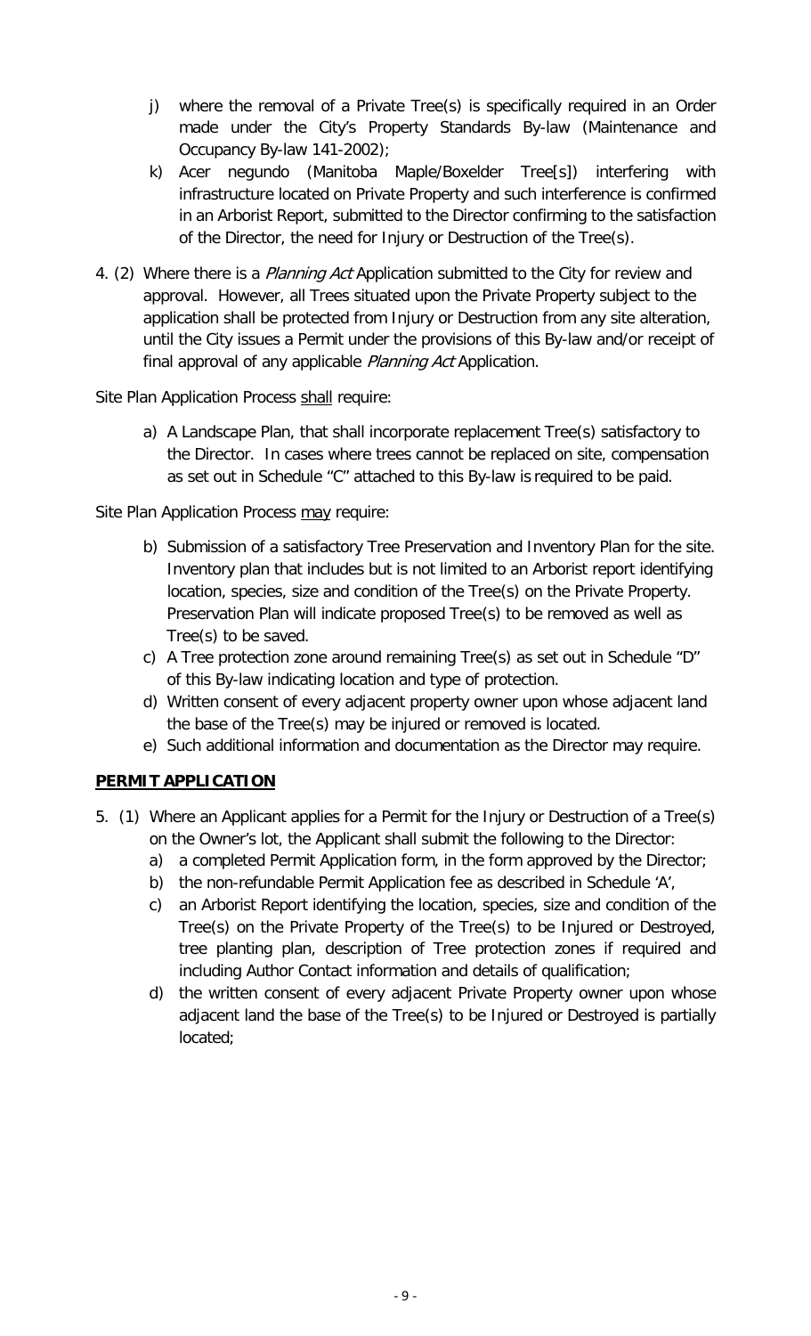j) where the removal of a Private Tree(s) is specifically required in an Order made under the City's Property Standards By-law (Maintenance and Occupancy By-law 141-2002);

k) Acer negundo (Manitoba Maple/Boxelder Tree[s]) interfering with infrastructure located on Private Property and such interference is confirmed in an Arborist Report, submitted to the Director confirming to the satisfaction of the Director, the need for Injury or Destruction of the Tree(s).

4. (2) Where there is a *Planning Act* Application submitted to the City for review and approval. However, all Trees situated upon the Private Property subject to the application shall be protected from Injury or Destruction from any site alteration, until the City issues a Permit under the provisions of this By-law and/or receipt of final approval of any applicable *Planning Act* Application.

Site Plan Application Process <u>shall</u> require:

a) A Landscape Plan, that shall incorporate replacement Tree(s) satisfactory to the Director. In cases where trees cannot be replaced on site, compensation as set out in Schedule "C" attached to this By-law is required to be paid.

Site Plan Application Process <u>may</u> require:

b) Submission of a satisfactory Tree Preservation and Inventory Plan for the site. Inventory plan that includes but is not limited to an Arborist report identifying location, species, size and condition of the Tree(s) on the Private Property. Preservation Plan will indicate proposed Tree(s) to be removed as well as Tree(s) to be saved.

c) A Tree protection zone around remaining Tree(s) as set out in Schedule "D" of this By-law indicating location and type of protection.

d) Written consent of every adjacent property owner upon whose adjacent land the base of the Tree(s) may be injured or removed is located.

e) Such additional information and documentation as the Director may require.

## PERMIT APPLICATION

5. (1) Where an Applicant applies for a Permit for the Injury or Destruction of a Tree(s) on the Owner's lot, the Applicant shall submit the following to the Director:

a) a completed Permit Application form, in the form approved by the Director;

b) the non-refundable Permit Application fee as described in Schedule 'A',

c) an Arborist Report identifying the location, species, size and condition of the Tree(s) on the Private Property of the Tree(s) to be Injured or Destroyed, tree planting plan, description of Tree protection zones if required and including Author Contact information and details of qualification;

d) the written consent of every adjacent Private Property owner upon whose adjacent land the base of the Tree(s) to be Injured or Destroyed is partially located;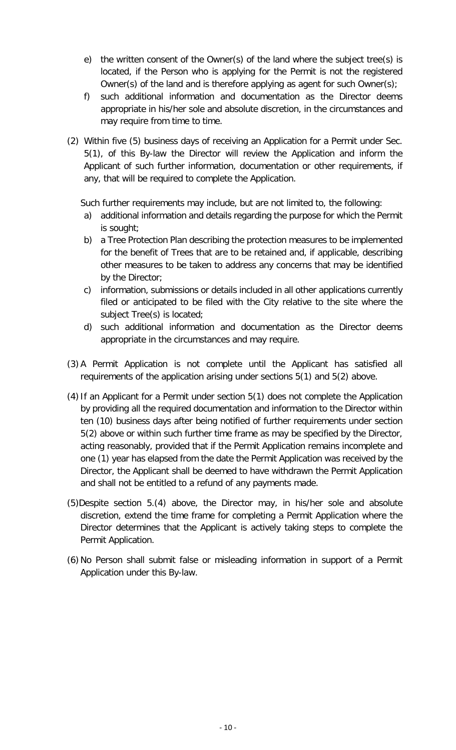e) the written consent of the Owner(s) of the land where the subject tree(s) is located, if the Person who is applying for the Permit is not the registered Owner(s) of the land and is therefore applying as agent for such Owner(s);

f) such additional information and documentation as the Director deems appropriate in his/her sole and absolute discretion, in the circumstances and may require from time to time.

(2) Within five (5) business days of receiving an Application for a Permit under Sec. 5(1), of this By-law the Director will review the Application and inform the Applicant of such further information, documentation or other requirements, if any, that will be required to complete the Application.

Such further requirements may include, but are not limited to, the following:

a) additional information and details regarding the purpose for which the Permit is sought;

b) a Tree Protection Plan describing the protection measures to be implemented for the benefit of Trees that are to be retained and, if applicable, describing other measures to be taken to address any concerns that may be identified by the Director;

c) information, submissions or details included in all other applications currently filed or anticipated to be filed with the City relative to the site where the subject Tree(s) is located;

d) such additional information and documentation as the Director deems appropriate in the circumstances and may require.

(3) A Permit Application is not complete until the Applicant has satisfied all requirements of the application arising under sections 5(1) and 5(2) above.

(4) If an Applicant for a Permit under section 5(1) does not complete the Application by providing all the required documentation and information to the Director within ten (10) business days after being notified of further requirements under section 5(2) above or within such further time frame as may be specified by the Director, acting reasonably, provided that if the Permit Application remains incomplete and one (1) year has elapsed from the date the Permit Application was received by the Director, the Applicant shall be deemed to have withdrawn the Permit Application and shall not be entitled to a refund of any payments made.

(5) Despite section 5.(4) above, the Director may, in his/her sole and absolute discretion, extend the time frame for completing a Permit Application where the Director determines that the Applicant is actively taking steps to complete the Permit Application.

(6) No Person shall submit false or misleading information in support of a Permit Application under this By-law.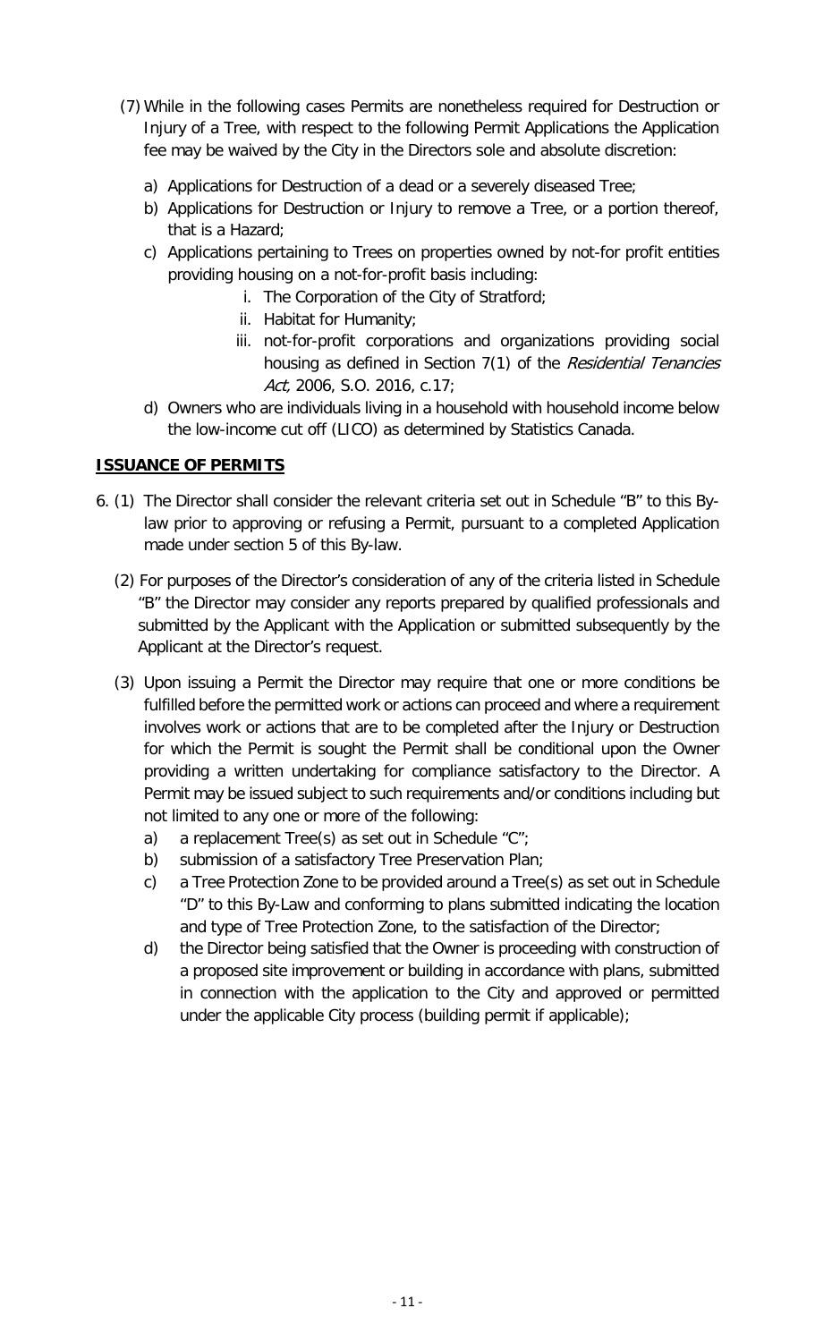(7) While in the following cases Permits are nonetheless required for Destruction or Injury of a Tree, with respect to the following Permit Applications the Application fee may be waived by the City in the Directors sole and absolute discretion:

  a) Applications for Destruction of a dead or a severely diseased Tree;
  b) Applications for Destruction or Injury to remove a Tree, or a portion thereof, that is a Hazard;
  c) Applications pertaining to Trees on properties owned by not-for profit entities providing housing on a not-for-profit basis including:
     i. The Corporation of the City of Stratford;
     ii. Habitat for Humanity;
     iii. not-for-profit corporations and organizations providing social housing as defined in Section 7(1) of the *Residential Tenancies Act*, 2006, S.O. 2016, c.17;
  d) Owners who are individuals living in a household with household income below the low-income cut off (LICO) as determined by Statistics Canada.

## ISSUANCE OF PERMITS

6. (1) The Director shall consider the relevant criteria set out in Schedule "B" to this By-law prior to approving or refusing a Permit, pursuant to a completed Application made under section 5 of this By-law.

(2) For purposes of the Director's consideration of any of the criteria listed in Schedule "B" the Director may consider any reports prepared by qualified professionals and submitted by the Applicant with the Application or submitted subsequently by the Applicant at the Director's request.

(3) Upon issuing a Permit the Director may require that one or more conditions be fulfilled before the permitted work or actions can proceed and where a requirement involves work or actions that are to be completed after the Injury or Destruction for which the Permit is sought the Permit shall be conditional upon the Owner providing a written undertaking for compliance satisfactory to the Director. A Permit may be issued subject to such requirements and/or conditions including but not limited to any one or more of the following:

  a) a replacement Tree(s) as set out in Schedule "C";
  b) submission of a satisfactory Tree Preservation Plan;
  c) a Tree Protection Zone to be provided around a Tree(s) as set out in Schedule "D" to this By-Law and conforming to plans submitted indicating the location and type of Tree Protection Zone, to the satisfaction of the Director;
  d) the Director being satisfied that the Owner is proceeding with construction of a proposed site improvement or building in accordance with plans, submitted in connection with the application to the City and approved or permitted under the applicable City process (building permit if applicable);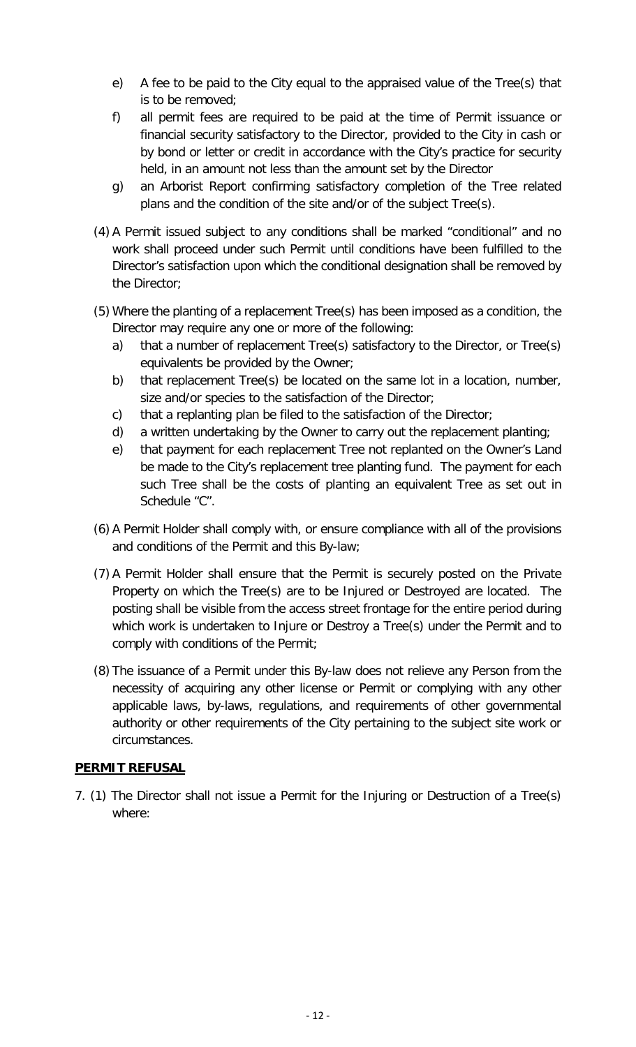e) A fee to be paid to the City equal to the appraised value of the Tree(s) that is to be removed;

f) all permit fees are required to be paid at the time of Permit issuance or financial security satisfactory to the Director, provided to the City in cash or by bond or letter or credit in accordance with the City's practice for security held, in an amount not less than the amount set by the Director

g) an Arborist Report confirming satisfactory completion of the Tree related plans and the condition of the site and/or of the subject Tree(s).

(4) A Permit issued subject to any conditions shall be marked "conditional" and no work shall proceed under such Permit until conditions have been fulfilled to the Director's satisfaction upon which the conditional designation shall be removed by the Director;

(5) Where the planting of a replacement Tree(s) has been imposed as a condition, the Director may require any one or more of the following:

a) that a number of replacement Tree(s) satisfactory to the Director, or Tree(s) equivalents be provided by the Owner;

b) that replacement Tree(s) be located on the same lot in a location, number, size and/or species to the satisfaction of the Director;

c) that a replanting plan be filed to the satisfaction of the Director;

d) a written undertaking by the Owner to carry out the replacement planting;

e) that payment for each replacement Tree not replanted on the Owner's Land be made to the City's replacement tree planting fund. The payment for each such Tree shall be the costs of planting an equivalent Tree as set out in Schedule "C".

(6) A Permit Holder shall comply with, or ensure compliance with all of the provisions and conditions of the Permit and this By-law;

(7) A Permit Holder shall ensure that the Permit is securely posted on the Private Property on which the Tree(s) are to be Injured or Destroyed are located. The posting shall be visible from the access street frontage for the entire period during which work is undertaken to Injure or Destroy a Tree(s) under the Permit and to comply with conditions of the Permit;

(8) The issuance of a Permit under this By-law does not relieve any Person from the necessity of acquiring any other license or Permit or complying with any other applicable laws, by-laws, regulations, and requirements of other governmental authority or other requirements of the City pertaining to the subject site work or circumstances.

**PERMIT REFUSAL**

7. (1) The Director shall not issue a Permit for the Injuring or Destruction of a Tree(s) where: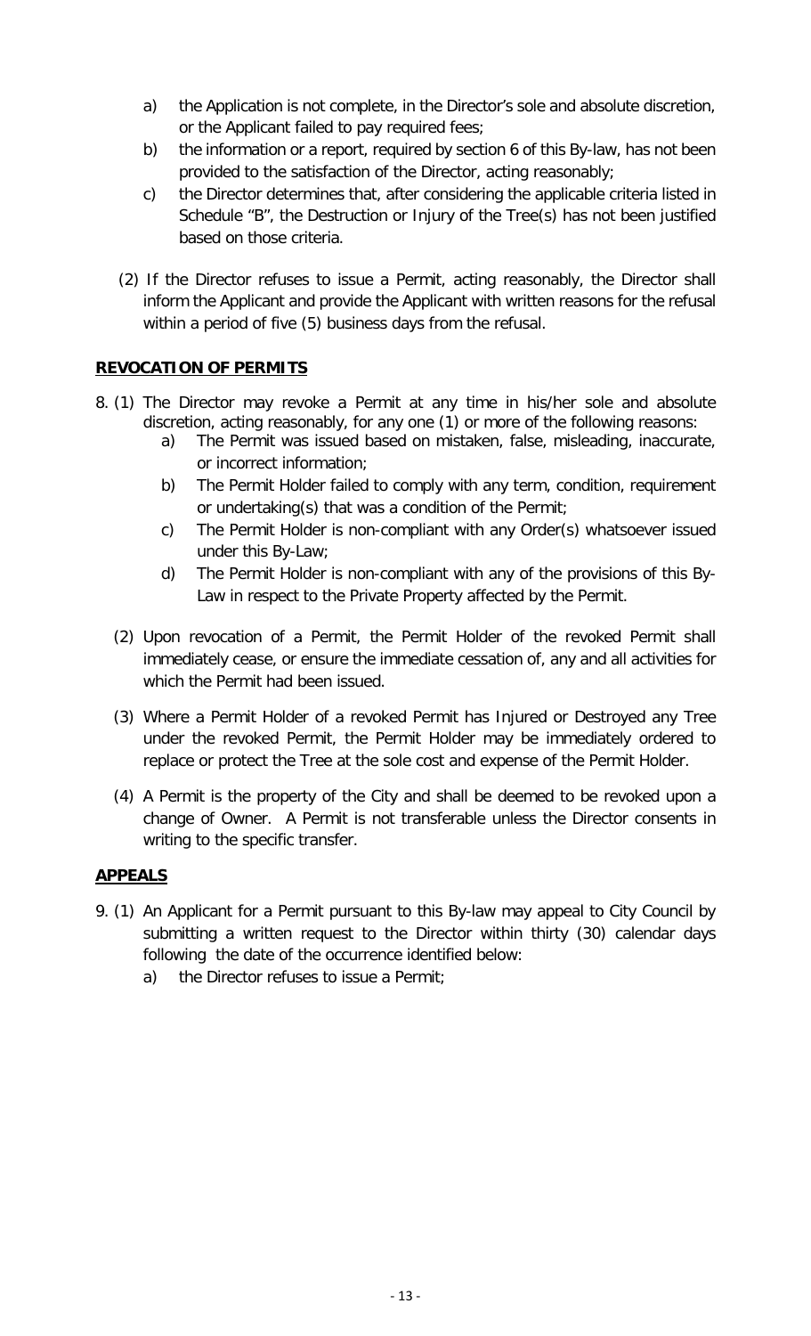a) the Application is not complete, in the Director's sole and absolute discretion, or the Applicant failed to pay required fees;

b) the information or a report, required by section 6 of this By-law, has not been provided to the satisfaction of the Director, acting reasonably;

c) the Director determines that, after considering the applicable criteria listed in Schedule "B", the Destruction or Injury of the Tree(s) has not been justified based on those criteria.

(2) If the Director refuses to issue a Permit, acting reasonably, the Director shall inform the Applicant and provide the Applicant with written reasons for the refusal within a period of five (5) business days from the refusal.

**REVOCATION OF PERMITS**

8. (1) The Director may revoke a Permit at any time in his/her sole and absolute discretion, acting reasonably, for any one (1) or more of the following reasons:

a) The Permit was issued based on mistaken, false, misleading, inaccurate, or incorrect information;

b) The Permit Holder failed to comply with any term, condition, requirement or undertaking(s) that was a condition of the Permit;

c) The Permit Holder is non-compliant with any Order(s) whatsoever issued under this By-Law;

d) The Permit Holder is non-compliant with any of the provisions of this By-Law in respect to the Private Property affected by the Permit.

(2) Upon revocation of a Permit, the Permit Holder of the revoked Permit shall immediately cease, or ensure the immediate cessation of, any and all activities for which the Permit had been issued.

(3) Where a Permit Holder of a revoked Permit has Injured or Destroyed any Tree under the revoked Permit, the Permit Holder may be immediately ordered to replace or protect the Tree at the sole cost and expense of the Permit Holder.

(4) A Permit is the property of the City and shall be deemed to be revoked upon a change of Owner. A Permit is not transferable unless the Director consents in writing to the specific transfer.

**APPEALS**

9. (1) An Applicant for a Permit pursuant to this By-law may appeal to City Council by submitting a written request to the Director within thirty (30) calendar days following the date of the occurrence identified below:

a) the Director refuses to issue a Permit;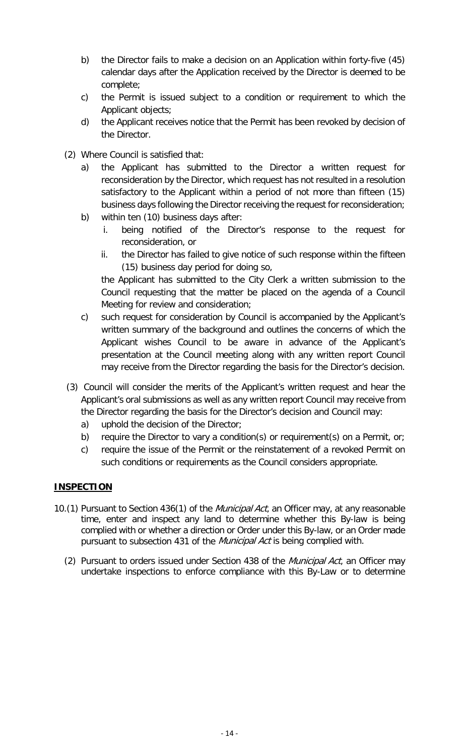b) the Director fails to make a decision on an Application within forty-five (45) calendar days after the Application received by the Director is deemed to be complete;

c) the Permit is issued subject to a condition or requirement to which the Applicant objects;

d) the Applicant receives notice that the Permit has been revoked by decision of the Director.

(2) Where Council is satisfied that:

a) the Applicant has submitted to the Director a written request for reconsideration by the Director, which request has not resulted in a resolution satisfactory to the Applicant within a period of not more than fifteen (15) business days following the Director receiving the request for reconsideration;

b) within ten (10) business days after:

  i. being notified of the Director's response to the request for reconsideration, or

  ii. the Director has failed to give notice of such response within the fifteen (15) business day period for doing so,

  the Applicant has submitted to the City Clerk a written submission to the Council requesting that the matter be placed on the agenda of a Council Meeting for review and consideration;

c) such request for consideration by Council is accompanied by the Applicant's written summary of the background and outlines the concerns of which the Applicant wishes Council to be aware in advance of the Applicant's presentation at the Council meeting along with any written report Council may receive from the Director regarding the basis for the Director's decision.

(3) Council will consider the merits of the Applicant's written request and hear the Applicant's oral submissions as well as any written report Council may receive from the Director regarding the basis for the Director's decision and Council may:

a) uphold the decision of the Director;

b) require the Director to vary a condition(s) or requirement(s) on a Permit, or;

c) require the issue of the Permit or the reinstatement of a revoked Permit on such conditions or requirements as the Council considers appropriate.

## **INSPECTION**

10.(1) Pursuant to Section 436(1) of the *Municipal Act*, an Officer may, at any reasonable time, enter and inspect any land to determine whether this By-law is being complied with or whether a direction or Order under this By-law, or an Order made pursuant to subsection 431 of the *Municipal Act* is being complied with.

(2) Pursuant to orders issued under Section 438 of the *Municipal Act*, an Officer may undertake inspections to enforce compliance with this By-Law or to determine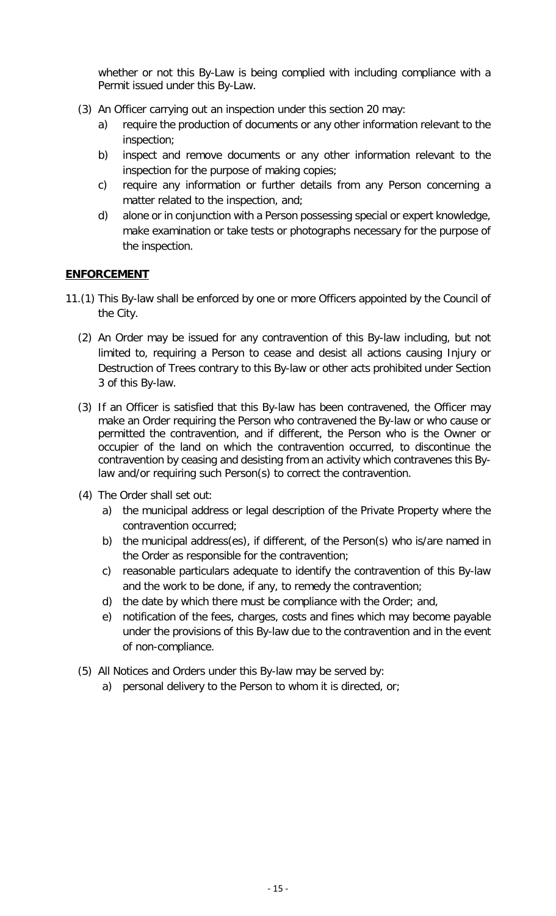whether or not this By-Law is being complied with including compliance with a Permit issued under this By-Law.

(3) An Officer carrying out an inspection under this section 20 may:

   a) require the production of documents or any other information relevant to the inspection;
   b) inspect and remove documents or any other information relevant to the inspection for the purpose of making copies;
   c) require any information or further details from any Person concerning a matter related to the inspection, and;
   d) alone or in conjunction with a Person possessing special or expert knowledge, make examination or take tests or photographs necessary for the purpose of the inspection.

## ENFORCEMENT

11.(1) This By-law shall be enforced by one or more Officers appointed by the Council of the City.

(2) An Order may be issued for any contravention of this By-law including, but not limited to, requiring a Person to cease and desist all actions causing Injury or Destruction of Trees contrary to this By-law or other acts prohibited under Section 3 of this By-law.

(3) If an Officer is satisfied that this By-law has been contravened, the Officer may make an Order requiring the Person who contravened the By-law or who cause or permitted the contravention, and if different, the Person who is the Owner or occupier of the land on which the contravention occurred, to discontinue the contravention by ceasing and desisting from an activity which contravenes this By-law and/or requiring such Person(s) to correct the contravention.

(4) The Order shall set out:

   a) the municipal address or legal description of the Private Property where the contravention occurred;
   b) the municipal address(es), if different, of the Person(s) who is/are named in the Order as responsible for the contravention;
   c) reasonable particulars adequate to identify the contravention of this By-law and the work to be done, if any, to remedy the contravention;
   d) the date by which there must be compliance with the Order; and,
   e) notification of the fees, charges, costs and fines which may become payable under the provisions of this By-law due to the contravention and in the event of non-compliance.

(5) All Notices and Orders under this By-law may be served by:

   a) personal delivery to the Person to whom it is directed, or;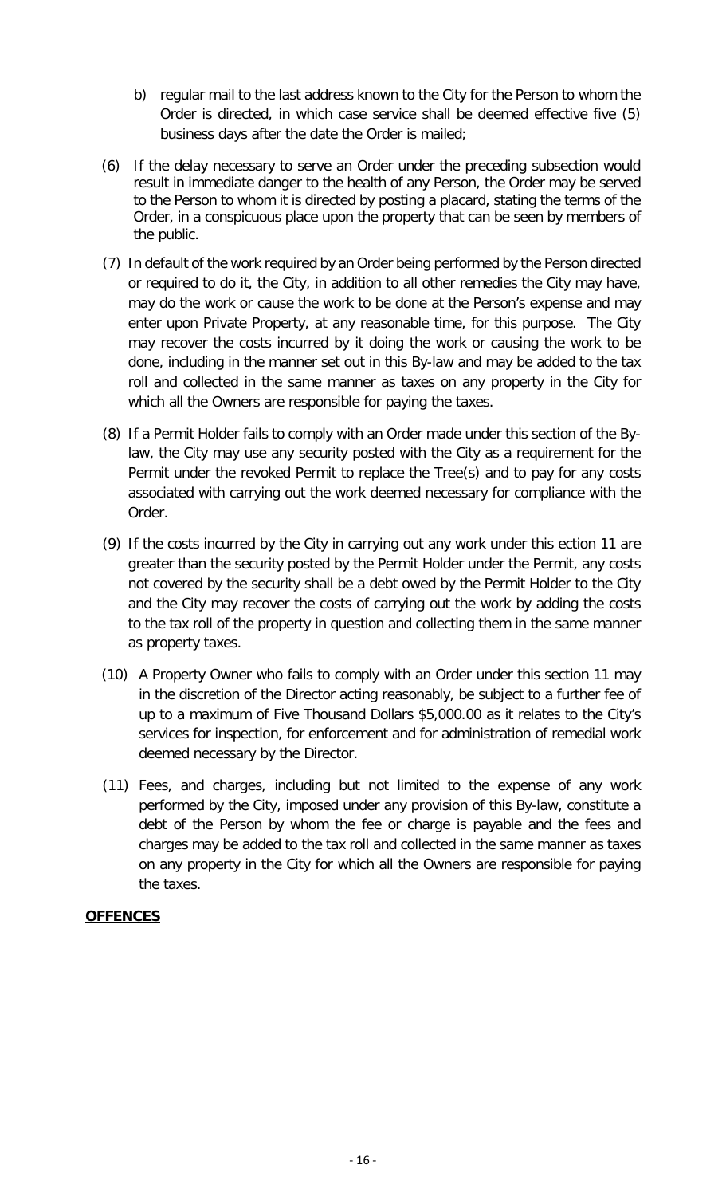b) regular mail to the last address known to the City for the Person to whom the Order is directed, in which case service shall be deemed effective five (5) business days after the date the Order is mailed;

(6) If the delay necessary to serve an Order under the preceding subsection would result in immediate danger to the health of any Person, the Order may be served to the Person to whom it is directed by posting a placard, stating the terms of the Order, in a conspicuous place upon the property that can be seen by members of the public.

(7) In default of the work required by an Order being performed by the Person directed or required to do it, the City, in addition to all other remedies the City may have, may do the work or cause the work to be done at the Person's expense and may enter upon Private Property, at any reasonable time, for this purpose. The City may recover the costs incurred by it doing the work or causing the work to be done, including in the manner set out in this By-law and may be added to the tax roll and collected in the same manner as taxes on any property in the City for which all the Owners are responsible for paying the taxes.

(8) If a Permit Holder fails to comply with an Order made under this section of the By-law, the City may use any security posted with the City as a requirement for the Permit under the revoked Permit to replace the Tree(s) and to pay for any costs associated with carrying out the work deemed necessary for compliance with the Order.

(9) If the costs incurred by the City in carrying out any work under this ection 11 are greater than the security posted by the Permit Holder under the Permit, any costs not covered by the security shall be a debt owed by the Permit Holder to the City and the City may recover the costs of carrying out the work by adding the costs to the tax roll of the property in question and collecting them in the same manner as property taxes.

(10) A Property Owner who fails to comply with an Order under this section 11 may in the discretion of the Director acting reasonably, be subject to a further fee of up to a maximum of Five Thousand Dollars $5,000.00 as it relates to the City's services for inspection, for enforcement and for administration of remedial work deemed necessary by the Director.

(11) Fees, and charges, including but not limited to the expense of any work performed by the City, imposed under any provision of this By-law, constitute a debt of the Person by whom the fee or charge is payable and the fees and charges may be added to the tax roll and collected in the same manner as taxes on any property in the City for which all the Owners are responsible for paying the taxes.

**OFFENCES**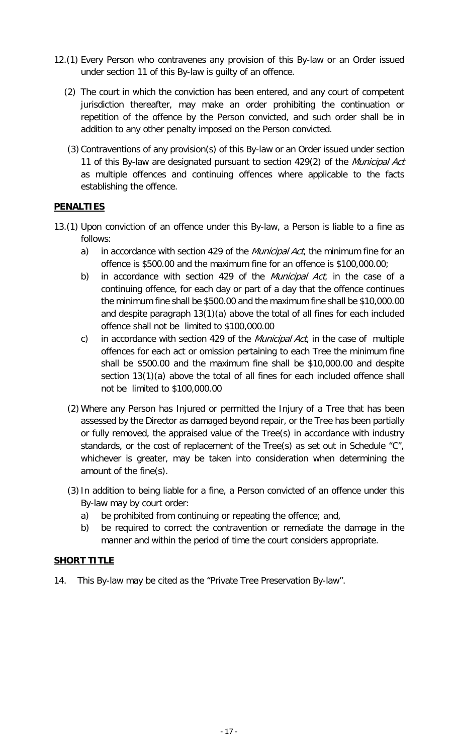12.(1) Every Person who contravenes any provision of this By-law or an Order issued under section 11 of this By-law is guilty of an offence.

(2) The court in which the conviction has been entered, and any court of competent jurisdiction thereafter, may make an order prohibiting the continuation or repetition of the offence by the Person convicted, and such order shall be in addition to any other penalty imposed on the Person convicted.

(3) Contraventions of any provision(s) of this By-law or an Order issued under section 11 of this By-law are designated pursuant to section 429(2) of the *Municipal Act* as multiple offences and continuing offences where applicable to the facts establishing the offence.

**PENALTIES**

13.(1) Upon conviction of an offence under this By-law, a Person is liable to a fine as follows:

a) in accordance with section 429 of the *Municipal Act*, the minimum fine for an offence is $500.00 and the maximum fine for an offence is $100,000.00;

b) in accordance with section 429 of the *Municipal Act*, in the case of a continuing offence, for each day or part of a day that the offence continues the minimum fine shall be $500.00 and the maximum fine shall be $10,000.00 and despite paragraph 13(1)(a) above the total of all fines for each included offence shall not be limited to $100,000.00

c) in accordance with section 429 of the *Municipal Act*, in the case of multiple offences for each act or omission pertaining to each Tree the minimum fine shall be $500.00 and the maximum fine shall be $10,000.00 and despite section 13(1)(a) above the total of all fines for each included offence shall not be limited to $100,000.00

(2) Where any Person has Injured or permitted the Injury of a Tree that has been assessed by the Director as damaged beyond repair, or the Tree has been partially or fully removed, the appraised value of the Tree(s) in accordance with industry standards, or the cost of replacement of the Tree(s) as set out in Schedule "C", whichever is greater, may be taken into consideration when determining the amount of the fine(s).

(3) In addition to being liable for a fine, a Person convicted of an offence under this By-law may by court order:

a) be prohibited from continuing or repeating the offence; and,

b) be required to correct the contravention or remediate the damage in the manner and within the period of time the court considers appropriate.

**SHORT TITLE**

14. This By-law may be cited as the "Private Tree Preservation By-law".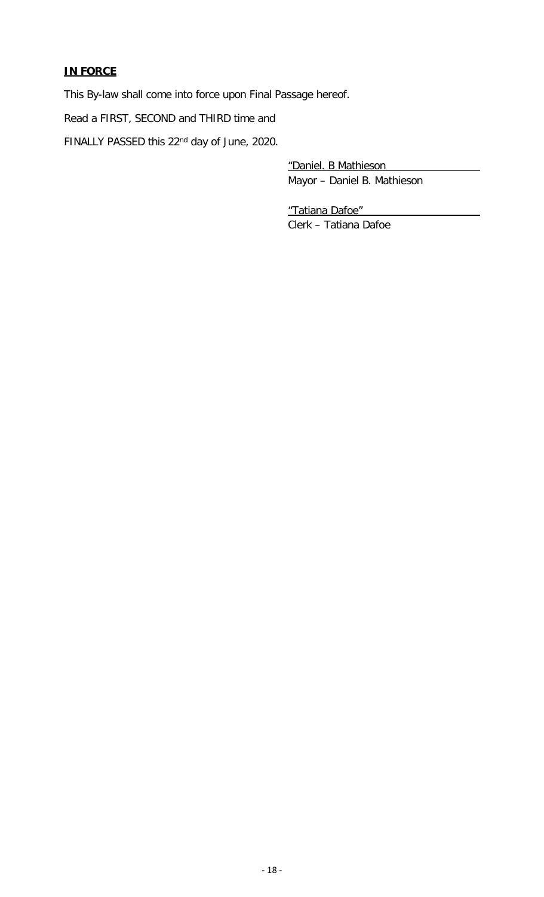**IN FORCE**

This By-law shall come into force upon Final Passage hereof.

Read a FIRST, SECOND and THIRD time and

FINALLY PASSED this 22nd day of June, 2020.

"Daniel. B Mathieson
Mayor – Daniel B. Mathieson

"Tatiana Dafoe"
Clerk – Tatiana Dafoe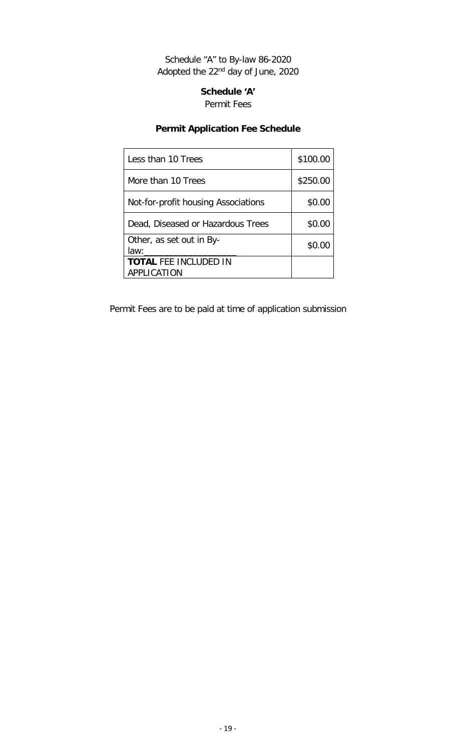Schedule "A" to By-law 86-2020
Adopted the 22nd day of June, 2020

**Schedule 'A'**

Permit Fees

**Permit Application Fee Schedule**

| | |
|---|---|
| Less than 10 Trees | \$100.00 |
| More than 10 Trees | \$250.00 |
| Not-for-profit housing Associations | \$0.00 |
| Dead, Diseased or Hazardous Trees | \$0.00 |
| Other, as set out in By-law:__________________ | \$0.00 |
| **TOTAL** FEE INCLUDED IN APPLICATION | |

Permit Fees are to be paid at time of application submission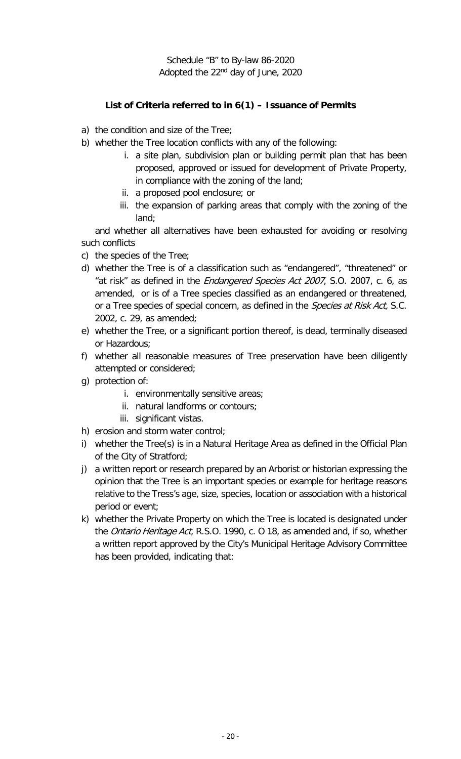Schedule "B" to By-law 86-2020
Adopted the 22nd day of June, 2020

**List of Criteria referred to in 6(1) – Issuance of Permits**

a) the condition and size of the Tree;

b) whether the Tree location conflicts with any of the following:

   i. a site plan, subdivision plan or building permit plan that has been proposed, approved or issued for development of Private Property, in compliance with the zoning of the land;

   ii. a proposed pool enclosure; or

   iii. the expansion of parking areas that comply with the zoning of the land;

   and whether all alternatives have been exhausted for avoiding or resolving such conflicts

c) the species of the Tree;

d) whether the Tree is of a classification such as "endangered", "threatened" or "at risk" as defined in the *Endangered Species Act 2007*, S.O. 2007, c. 6, as amended, or is of a Tree species classified as an endangered or threatened, or a Tree species of special concern, as defined in the *Species at Risk Act,* S.C. 2002, c. 29, as amended;

e) whether the Tree, or a significant portion thereof, is dead, terminally diseased or Hazardous;

f) whether all reasonable measures of Tree preservation have been diligently attempted or considered;

g) protection of:

   i. environmentally sensitive areas;

   ii. natural landforms or contours;

   iii. significant vistas.

h) erosion and storm water control;

i) whether the Tree(s) is in a Natural Heritage Area as defined in the Official Plan of the City of Stratford;

j) a written report or research prepared by an Arborist or historian expressing the opinion that the Tree is an important species or example for heritage reasons relative to the Tress's age, size, species, location or association with a historical period or event;

k) whether the Private Property on which the Tree is located is designated under the *Ontario Heritage Act*, R.S.O. 1990, c. O 18, as amended and, if so, whether a written report approved by the City's Municipal Heritage Advisory Committee has been provided, indicating that: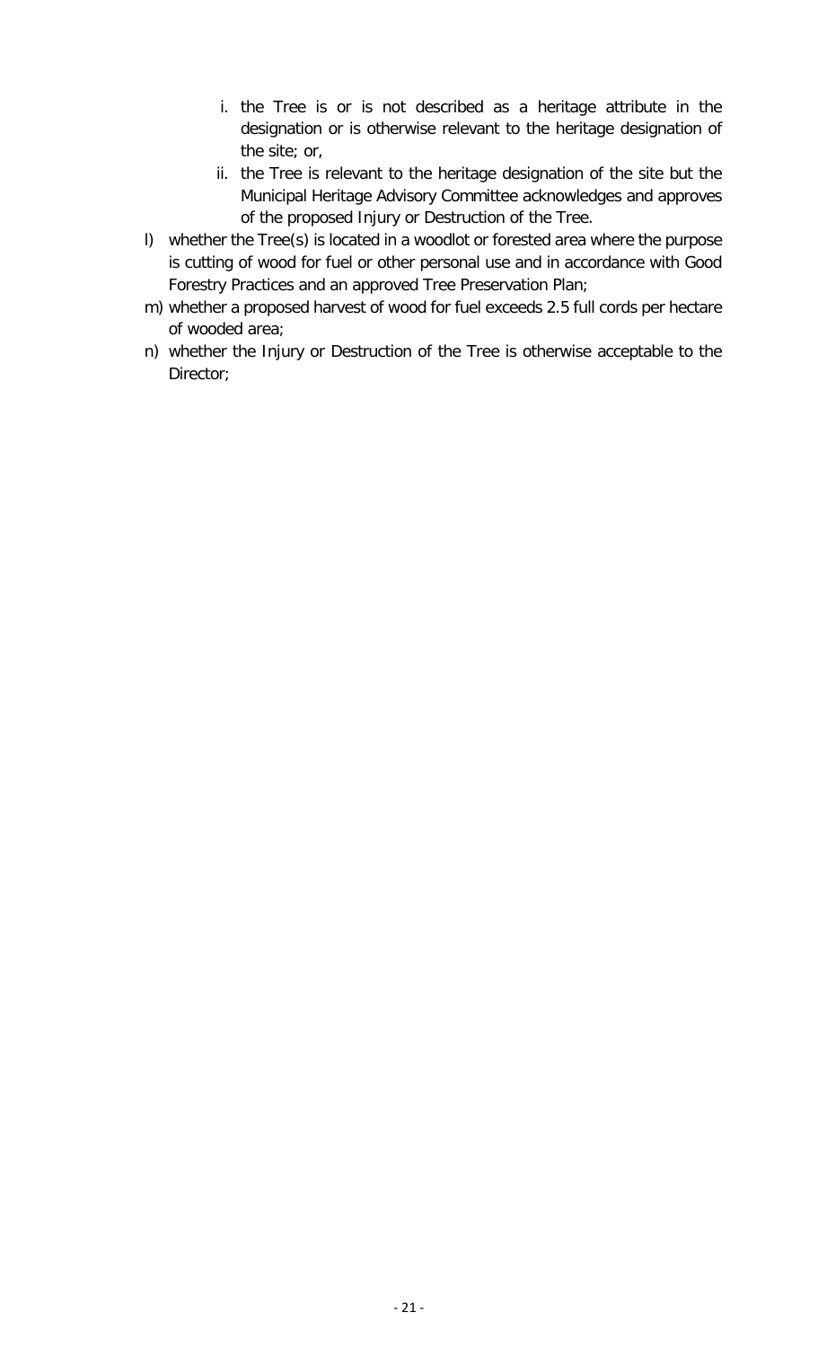i. the Tree is or is not described as a heritage attribute in the designation or is otherwise relevant to the heritage designation of the site; or,
   ii. the Tree is relevant to the heritage designation of the site but the Municipal Heritage Advisory Committee acknowledges and approves of the proposed Injury or Destruction of the Tree.

l) whether the Tree(s) is located in a woodlot or forested area where the purpose is cutting of wood for fuel or other personal use and in accordance with Good Forestry Practices and an approved Tree Preservation Plan;

m) whether a proposed harvest of wood for fuel exceeds 2.5 full cords per hectare of wooded area;

n) whether the Injury or Destruction of the Tree is otherwise acceptable to the Director;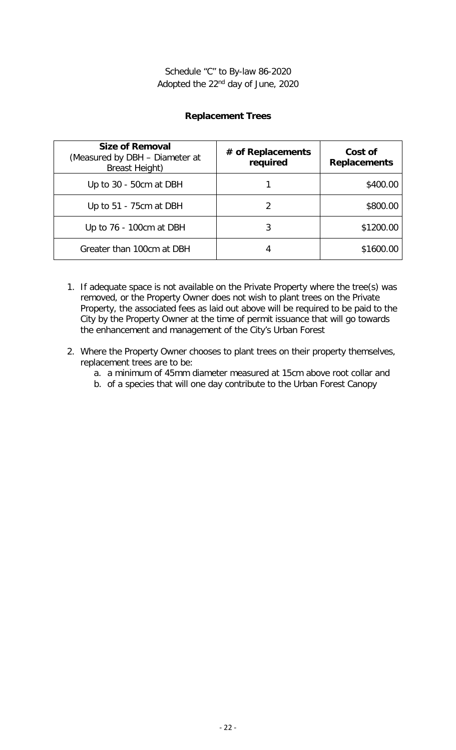Schedule "C" to By-law 86-2020
Adopted the 22nd day of June, 2020

**Replacement Trees**

| **Size of Removal** (Measured by DBH – Diameter at Breast Height) | **# of Replacements required** | **Cost of Replacements** |
|---|---|---|
| Up to 30 - 50cm at DBH | 1 | \$400.00 |
| Up to 51 - 75cm at DBH | 2 | \$800.00 |
| Up to 76 - 100cm at DBH | 3 | \$1200.00 |
| Greater than 100cm at DBH | 4 | \$1600.00 |

1. If adequate space is not available on the Private Property where the tree(s) was removed, or the Property Owner does not wish to plant trees on the Private Property, the associated fees as laid out above will be required to be paid to the City by the Property Owner at the time of permit issuance that will go towards the enhancement and management of the City's Urban Forest

2. Where the Property Owner chooses to plant trees on their property themselves, replacement trees are to be:
   a. a minimum of 45mm diameter measured at 15cm above root collar and
   b. of a species that will one day contribute to the Urban Forest Canopy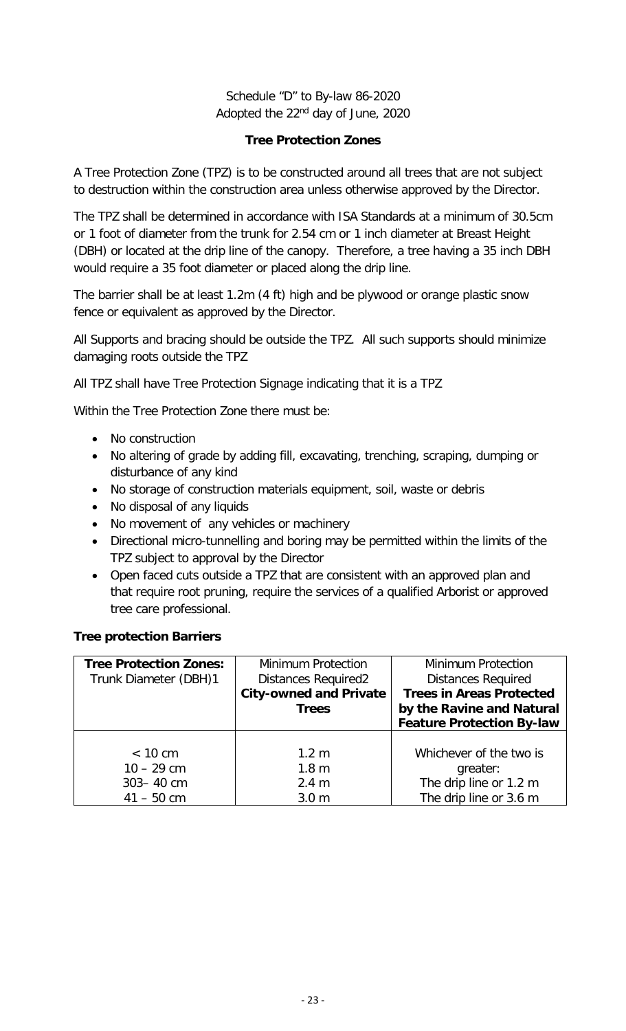Schedule "D" to By-law 86-2020
Adopted the 22nd day of June, 2020

**Tree Protection Zones**

A Tree Protection Zone (TPZ) is to be constructed around all trees that are not subject to destruction within the construction area unless otherwise approved by the Director.

The TPZ shall be determined in accordance with ISA Standards at a minimum of 30.5cm or 1 foot of diameter from the trunk for 2.54 cm or 1 inch diameter at Breast Height (DBH) or located at the drip line of the canopy. Therefore, a tree having a 35 inch DBH would require a 35 foot diameter or placed along the drip line.

The barrier shall be at least 1.2m (4 ft) high and be plywood or orange plastic snow fence or equivalent as approved by the Director.

All Supports and bracing should be outside the TPZ. All such supports should minimize damaging roots outside the TPZ

All TPZ shall have Tree Protection Signage indicating that it is a TPZ

Within the Tree Protection Zone there must be:

- No construction
- No altering of grade by adding fill, excavating, trenching, scraping, dumping or disturbance of any kind
- No storage of construction materials equipment, soil, waste or debris
- No disposal of any liquids
- No movement of any vehicles or machinery
- Directional micro-tunnelling and boring may be permitted within the limits of the TPZ subject to approval by the Director
- Open faced cuts outside a TPZ that are consistent with an approved plan and that require root pruning, require the services of a qualified Arborist or approved tree care professional.

**Tree protection Barriers**

| **Tree Protection Zones:** Trunk Diameter (DBH)1 | Minimum Protection Distances Required2 **City-owned and Private Trees** | Minimum Protection Distances Required **Trees in Areas Protected by the Ravine and Natural Feature Protection By-law** |
|---|---|---|
| < 10 cm | 1.2 m | Whichever of the two is greater: |
| 10 – 29 cm | 1.8 m | |
| 303– 40 cm | 2.4 m | The drip line or 1.2 m |
| 41 – 50 cm | 3.0 m | The drip line or 3.6 m |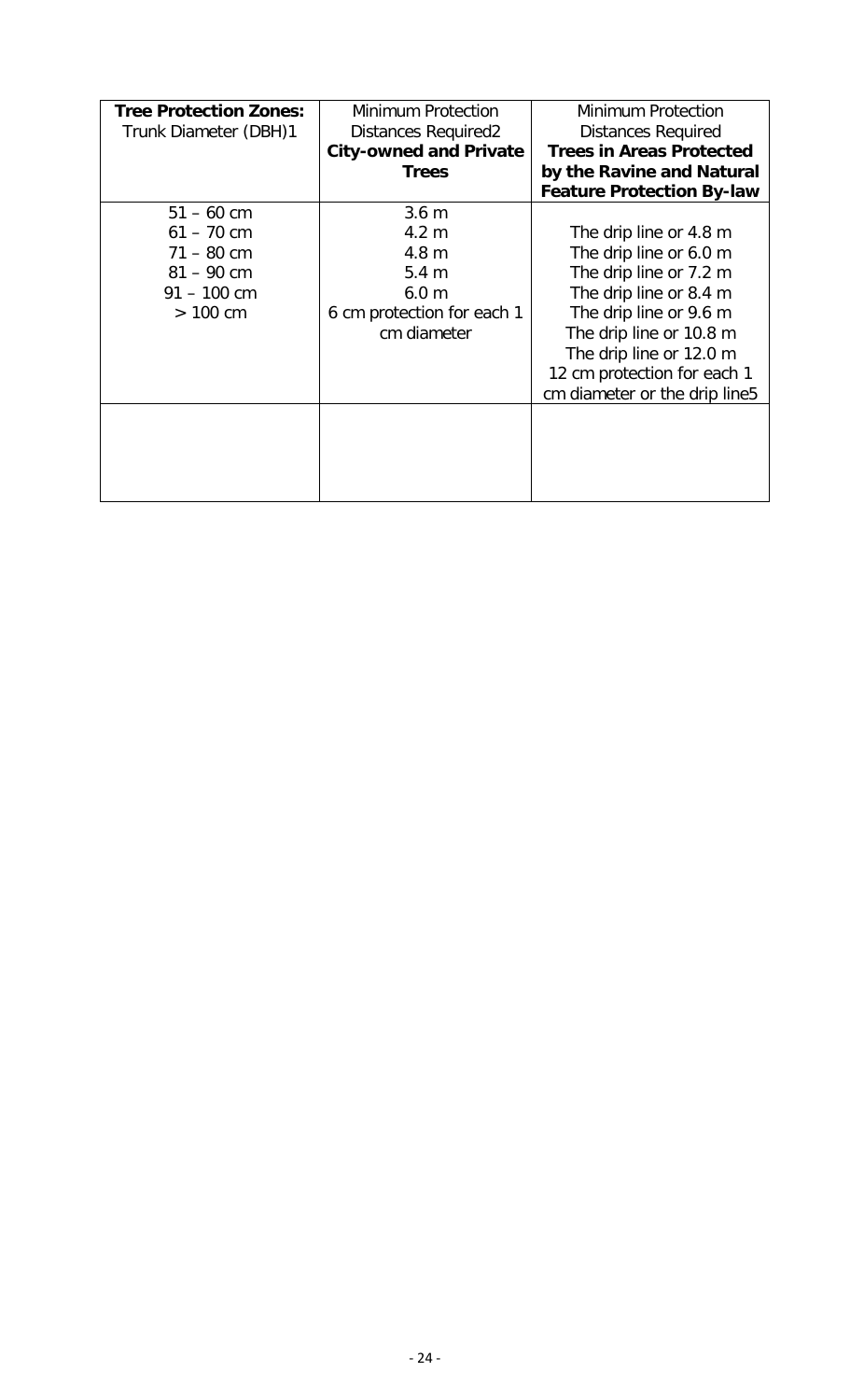| **Tree Protection Zones:** Trunk Diameter (DBH)[1] | Minimum Protection Distances Required[2] **City-owned and Private Trees** | Minimum Protection Distances Required **Trees in Areas Protected by the Ravine and Natural Feature Protection By-law** |
|---|---|---|
| 51 – 60 cm | 3.6 m | |
| 61 – 70 cm | 4.2 m | The drip line or 4.8 m |
| 71 – 80 cm | 4.8 m | The drip line or 6.0 m |
| 81 – 90 cm | 5.4 m | The drip line or 7.2 m |
| 91 – 100 cm | 6.0 m | The drip line or 8.4 m |
| > 100 cm | 6 cm protection for each 1 cm diameter | The drip line or 9.6 m |
| | | The drip line or 10.8 m |
| | | The drip line or 12.0 m |
| | | 12 cm protection for each 1 cm diameter or the drip line[5] |
| | | |